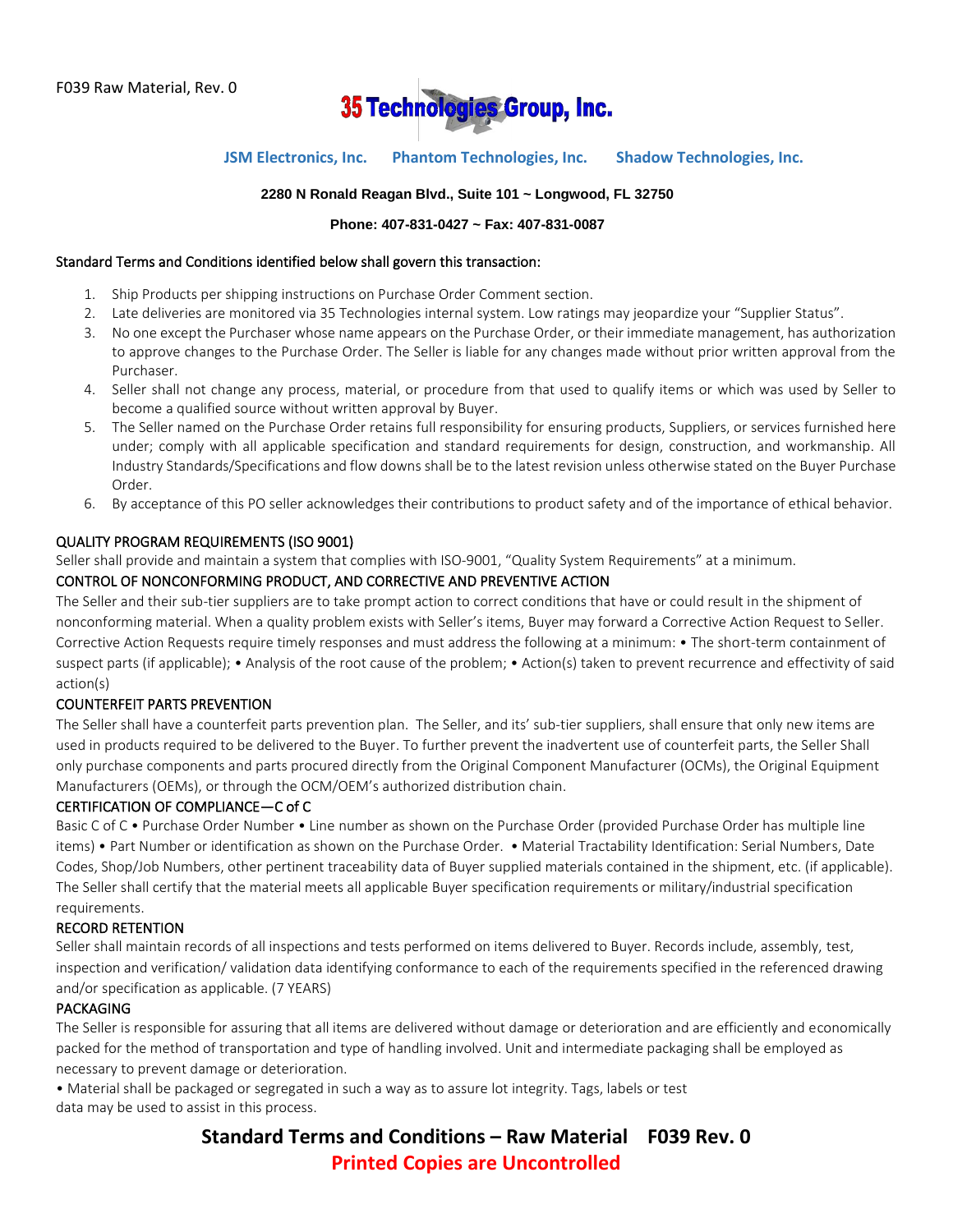F039 Raw Material, Rev. 0

# 35 Technologies Group, Inc.

**JSM Electronics, Inc.** **Phantom Technologies, Inc.** **Shadow Technologies, Inc.**

**2280 N Ronald Reagan Blvd., Suite 101 ~ Longwood, FL 32750**

**Phone: 407-831-0427 ~ Fax: 407-831-0087**

Standard Terms and Conditions identified below shall govern this transaction:

1. Ship Products per shipping instructions on Purchase Order Comment section.
2. Late deliveries are monitored via 35 Technologies internal system. Low ratings may jeopardize your "Supplier Status".
3. No one except the Purchaser whose name appears on the Purchase Order, or their immediate management, has authorization to approve changes to the Purchase Order. The Seller is liable for any changes made without prior written approval from the Purchaser.
4. Seller shall not change any process, material, or procedure from that used to qualify items or which was used by Seller to become a qualified source without written approval by Buyer.
5. The Seller named on the Purchase Order retains full responsibility for ensuring products, Suppliers, or services furnished here under; comply with all applicable specification and standard requirements for design, construction, and workmanship. All Industry Standards/Specifications and flow downs shall be to the latest revision unless otherwise stated on the Buyer Purchase Order.
6. By acceptance of this PO seller acknowledges their contributions to product safety and of the importance of ethical behavior.

## QUALITY PROGRAM REQUIREMENTS (ISO 9001)

Seller shall provide and maintain a system that complies with ISO-9001, "Quality System Requirements" at a minimum.

## CONTROL OF NONCONFORMING PRODUCT, AND CORRECTIVE AND PREVENTIVE ACTION

The Seller and their sub-tier suppliers are to take prompt action to correct conditions that have or could result in the shipment of nonconforming material. When a quality problem exists with Seller's items, Buyer may forward a Corrective Action Request to Seller. Corrective Action Requests require timely responses and must address the following at a minimum: • The short-term containment of suspect parts (if applicable); • Analysis of the root cause of the problem; • Action(s) taken to prevent recurrence and effectivity of said action(s)

## COUNTERFEIT PARTS PREVENTION

The Seller shall have a counterfeit parts prevention plan. The Seller, and its' sub-tier suppliers, shall ensure that only new items are used in products required to be delivered to the Buyer. To further prevent the inadvertent use of counterfeit parts, the Seller Shall only purchase components and parts procured directly from the Original Component Manufacturer (OCMs), the Original Equipment Manufacturers (OEMs), or through the OCM/OEM's authorized distribution chain.

## CERTIFICATION OF COMPLIANCE—C of C

Basic C of C • Purchase Order Number • Line number as shown on the Purchase Order (provided Purchase Order has multiple line items) • Part Number or identification as shown on the Purchase Order. • Material Tractability Identification: Serial Numbers, Date Codes, Shop/Job Numbers, other pertinent traceability data of Buyer supplied materials contained in the shipment, etc. (if applicable). The Seller shall certify that the material meets all applicable Buyer specification requirements or military/industrial specification requirements.

## RECORD RETENTION

Seller shall maintain records of all inspections and tests performed on items delivered to Buyer. Records include, assembly, test, inspection and verification/ validation data identifying conformance to each of the requirements specified in the referenced drawing and/or specification as applicable. (7 YEARS)

## PACKAGING

The Seller is responsible for assuring that all items are delivered without damage or deterioration and are efficiently and economically packed for the method of transportation and type of handling involved. Unit and intermediate packaging shall be employed as necessary to prevent damage or deterioration.

• Material shall be packaged or segregated in such a way as to assure lot integrity. Tags, labels or test data may be used to assist in this process.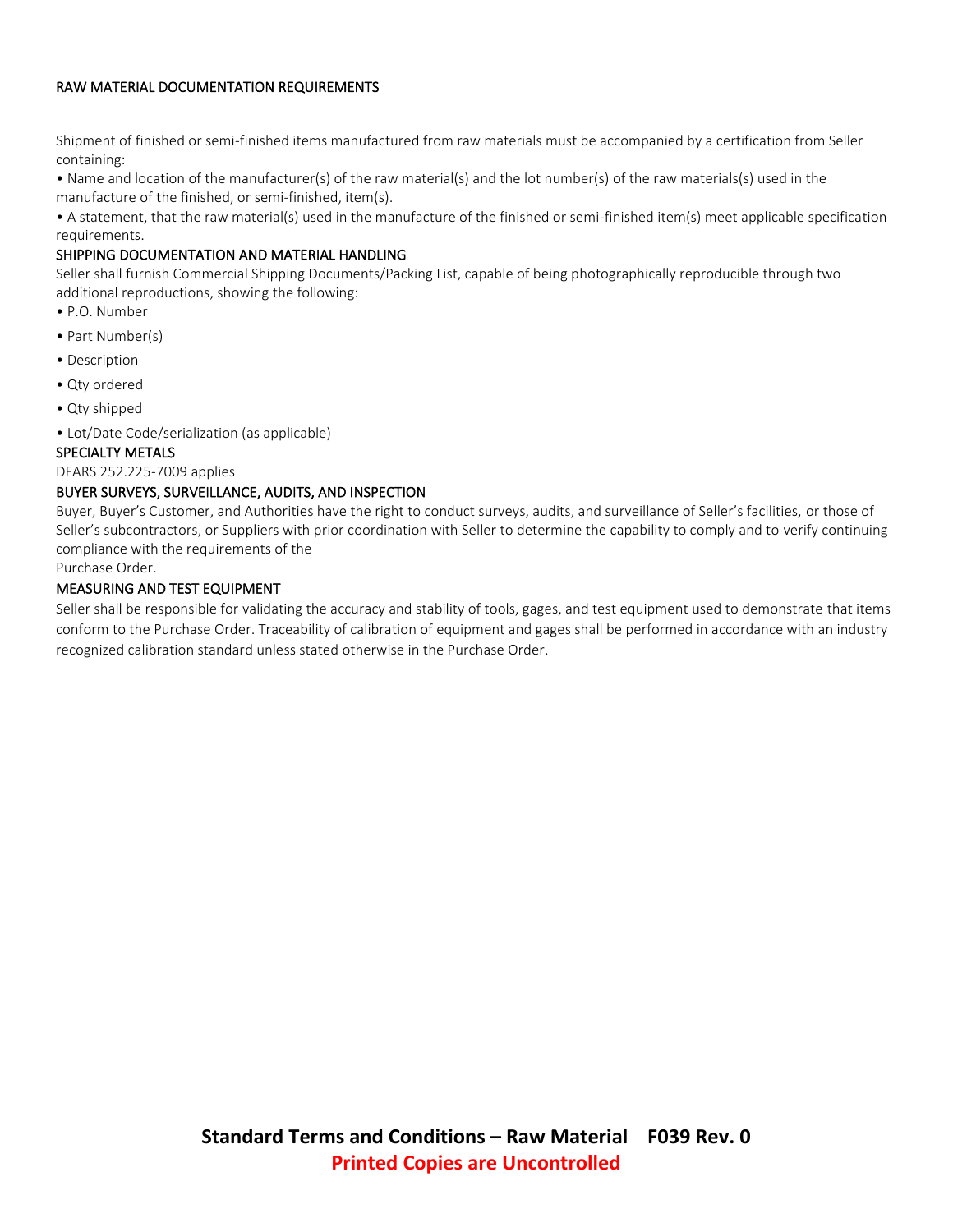## RAW MATERIAL DOCUMENTATION REQUIREMENTS

Shipment of finished or semi-finished items manufactured from raw materials must be accompanied by a certification from Seller containing:

- Name and location of the manufacturer(s) of the raw material(s) and the lot number(s) of the raw materials(s) used in the manufacture of the finished, or semi-finished, item(s).
- A statement, that the raw material(s) used in the manufacture of the finished or semi-finished item(s) meet applicable specification requirements.

## SHIPPING DOCUMENTATION AND MATERIAL HANDLING

Seller shall furnish Commercial Shipping Documents/Packing List, capable of being photographically reproducible through two additional reproductions, showing the following:

- P.O. Number
- Part Number(s)
- Description
- Qty ordered
- Qty shipped
- Lot/Date Code/serialization (as applicable)

## SPECIALTY METALS

DFARS 252.225-7009 applies

## BUYER SURVEYS, SURVEILLANCE, AUDITS, AND INSPECTION

Buyer, Buyer's Customer, and Authorities have the right to conduct surveys, audits, and surveillance of Seller's facilities, or those of Seller's subcontractors, or Suppliers with prior coordination with Seller to determine the capability to comply and to verify continuing compliance with the requirements of the Purchase Order.

## MEASURING AND TEST EQUIPMENT

Seller shall be responsible for validating the accuracy and stability of tools, gages, and test equipment used to demonstrate that items conform to the Purchase Order. Traceability of calibration of equipment and gages shall be performed in accordance with an industry recognized calibration standard unless stated otherwise in the Purchase Order.